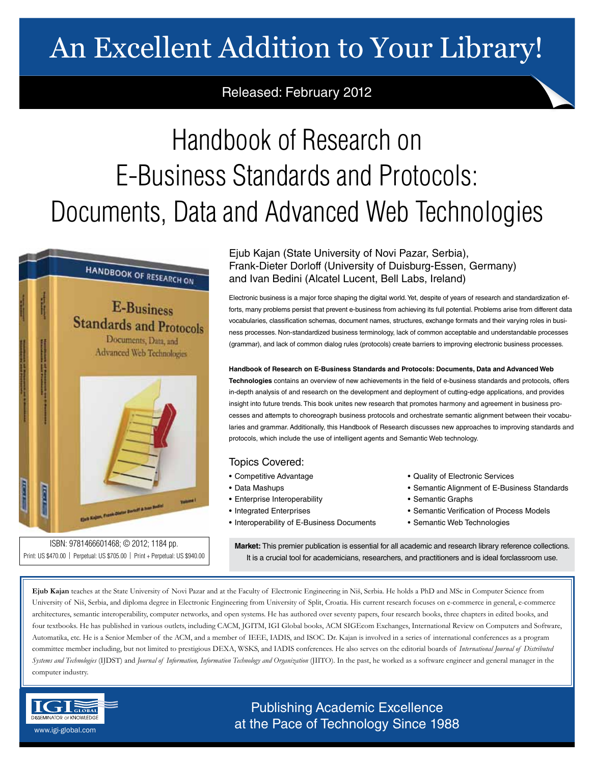# An Excellent Addition to Your Library!

Released: February 2012

# Handbook of Research on E-Business Standards and Protocols: Documents, Data and Advanced Web Technologies

Ejub Kajan (State University of Novi Pazar, Serbia), Frank-Dieter Dorloff (University of Duisburg-Essen, Germany) and Ivan Bedini (Alcatel Lucent, Bell Labs, Ireland)

Electronic business is a major force shaping the digital world. Yet, despite of years of research and standardization efforts, many problems persist that prevent e-business from achieving its full potential. Problems arise from different data vocabularies, classification schemas, document names, structures, exchange formats and their varying roles in business processes. Non-standardized business terminology, lack of common acceptable and understandable processes (grammar), and lack of common dialog rules (protocols) create barriers to improving electronic business processes.

**Handbook of Research on E-Business Standards and Protocols: Documents, Data and Advanced Web Technologies** contains an overview of new achievements in the field of e-business standards and protocols, offers in-depth analysis of and research on the development and deployment of cutting-edge applications, and provides insight into future trends. This book unites new research that promotes harmony and agreement in business processes and attempts to choreograph business protocols and orchestrate semantic alignment between their vocabularies and grammar. Additionally, this Handbook of Research discusses new approaches to improving standards and protocols, which include the use of intelligent agents and Semantic Web technology.

## Topics Covered:

- Competitive Advantage
- Data Mashups
- Enterprise Interoperability
- Integrated Enterprises
- Interoperability of E-Business Documents
- Quality of Electronic Services
- Semantic Alignment of E-Business Standards
- Semantic Graphs
- Semantic Verification of Process Models
- Semantic Web Technologies

ISBN: 9781466601468; © 2012; 1184 pp.
Print: US $470.00 | Perpetual: US $705.00 | Print + Perpetual: US $940.00

**Market:** This premier publication is essential for all academic and research library reference collections. It is a crucial tool for academicians, researchers, and practitioners and is ideal forclassroom use.

**Ejub Kajan** teaches at the State University of Novi Pazar and at the Faculty of Electronic Engineering in Niš, Serbia. He holds a PhD and MSc in Computer Science from University of Niš, Serbia, and diploma degree in Electronic Engineering from University of Split, Croatia. His current research focuses on e-commerce in general, e-commerce architectures, semantic interoperability, computer networks, and open systems. He has authored over seventy papers, four research books, three chapters in edited books, and four textbooks. He has published in various outlets, including CACM, JGITM, IGI Global books, ACM SIGEcom Exchanges, International Review on Computers and Software, Automatika, etc. He is a Senior Member of the ACM, and a member of IEEE, IADIS, and ISOC. Dr. Kajan is involved in a series of international conferences as a program committee member including, but not limited to prestigious DEXA, WSKS, and IADIS conferences. He also serves on the editorial boards of *International Journal of Distributed Systems and Technologies* (IJDST) and *Journal of Information, Information Technology and Organization* (JIITO). In the past, he worked as a software engineer and general manager in the computer industry.

IGI Global — Disseminator of Knowledge
www.igi-global.com

Publishing Academic Excellence at the Pace of Technology Since 1988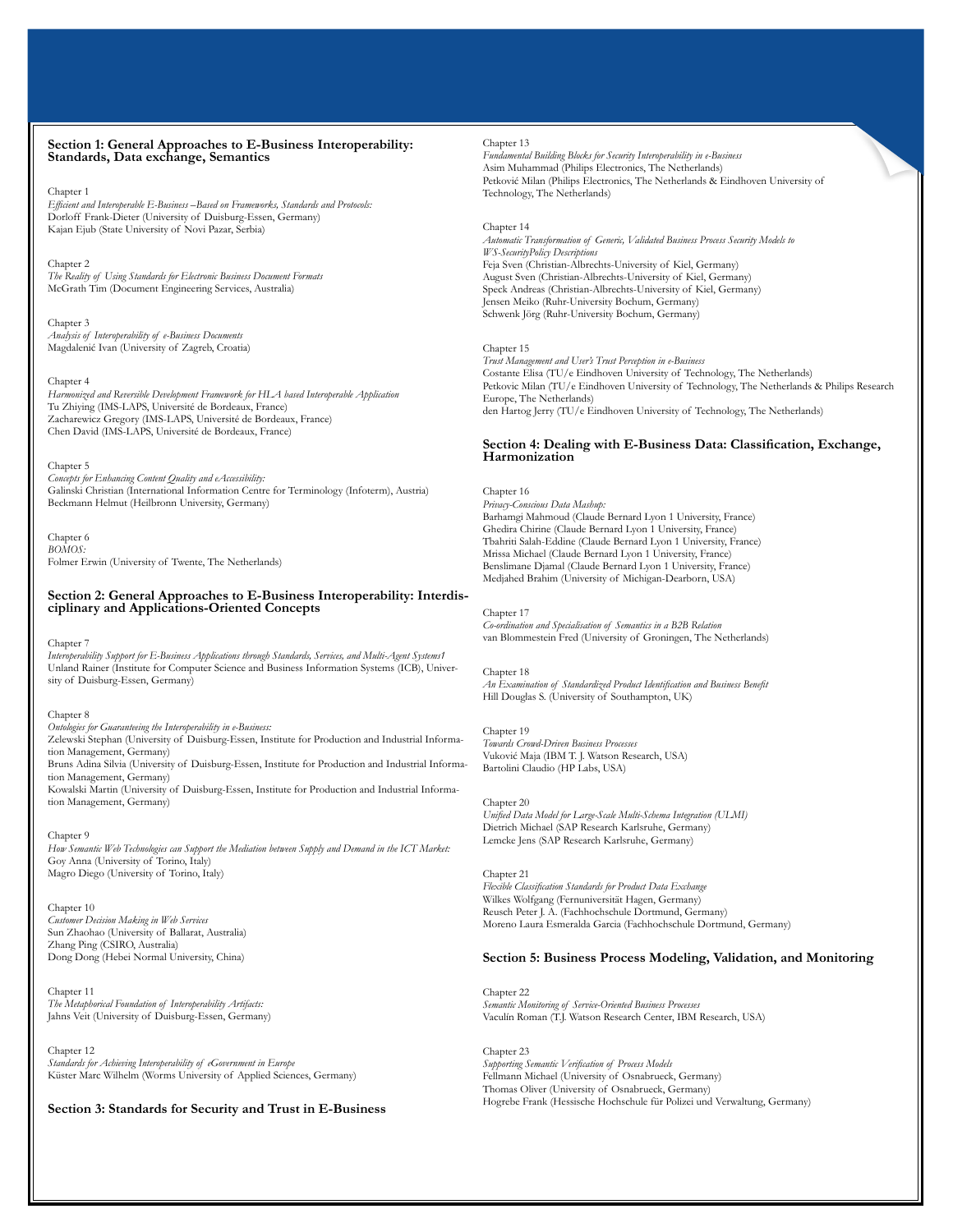## Section 1: General Approaches to E-Business Interoperability: Standards, Data exchange, Semantics

Chapter 1
*Efficient and Interoperable E-Business –Based on Frameworks, Standards and Protocols:*
Dorloff Frank-Dieter (University of Duisburg-Essen, Germany)
Kajan Ejub (State University of Novi Pazar, Serbia)

Chapter 2
*The Reality of Using Standards for Electronic Business Document Formats*
McGrath Tim (Document Engineering Services, Australia)

Chapter 3
*Analysis of Interoperability of e-Business Documents*
Magdalenić Ivan (University of Zagreb, Croatia)

Chapter 4
*Harmonized and Reversible Development Framework for HLA based Interoperable Application*
Tu Zhiying (IMS-LAPS, Université de Bordeaux, France)
Zacharewicz Gregory (IMS-LAPS, Université de Bordeaux, France)
Chen David (IMS-LAPS, Université de Bordeaux, France)

Chapter 5
*Concepts for Enhancing Content Quality and eAccessibility:*
Galinski Christian (International Information Centre for Terminology (Infoterm), Austria)
Beckmann Helmut (Heilbronn University, Germany)

Chapter 6
*BOMOS:*
Folmer Erwin (University of Twente, The Netherlands)

## Section 2: General Approaches to E-Business Interoperability: Interdisciplinary and Applications-Oriented Concepts

Chapter 7
*Interoperability Support for E-Business Applications through Standards, Services, and Multi-Agent Systems1*
Unland Rainer (Institute for Computer Science and Business Information Systems (ICB), University of Duisburg-Essen, Germany)

Chapter 8
*Ontologies for Guaranteeing the Interoperability in e-Business:*
Zelewski Stephan (University of Duisburg-Essen, Institute for Production and Industrial Information Management, Germany)
Bruns Adina Silvia (University of Duisburg-Essen, Institute for Production and Industrial Information Management, Germany)
Kowalski Martin (University of Duisburg-Essen, Institute for Production and Industrial Information Management, Germany)

Chapter 9
*How Semantic Web Technologies can Support the Mediation between Supply and Demand in the ICT Market:*
Goy Anna (University of Torino, Italy)
Magro Diego (University of Torino, Italy)

Chapter 10
*Customer Decision Making in Web Services*
Sun Zhaohao (University of Ballarat, Australia)
Zhang Ping (CSIRO, Australia)
Dong Dong (Hebei Normal University, China)

Chapter 11
*The Metaphorical Foundation of Interoperability Artifacts:*
Jahns Veit (University of Duisburg-Essen, Germany)

Chapter 12
*Standards for Achieving Interoperability of eGovernment in Europe*
Küster Marc Wilhelm (Worms University of Applied Sciences, Germany)

## Section 3: Standards for Security and Trust in E-Business

Chapter 13
*Fundamental Building Blocks for Security Interoperability in e-Business*
Asim Muhammad (Philips Electronics, The Netherlands)
Petković Milan (Philips Electronics, The Netherlands & Eindhoven University of Technology, The Netherlands)

Chapter 14
*Automatic Transformation of Generic, Validated Business Process Security Models to WS-SecurityPolicy Descriptions*
Feja Sven (Christian-Albrechts-University of Kiel, Germany)
August Sven (Christian-Albrechts-University of Kiel, Germany)
Speck Andreas (Christian-Albrechts-University of Kiel, Germany)
Jensen Meiko (Ruhr-University Bochum, Germany)
Schwenk Jörg (Ruhr-University Bochum, Germany)

Chapter 15
*Trust Management and User's Trust Perception in e-Business*
Costante Elisa (TU/e Eindhoven University of Technology, The Netherlands)
Petkovic Milan (TU/e Eindhoven University of Technology, The Netherlands & Philips Research Europe, The Netherlands)
den Hartog Jerry (TU/e Eindhoven University of Technology, The Netherlands)

## Section 4: Dealing with E-Business Data: Classification, Exchange, Harmonization

Chapter 16
*Privacy-Conscious Data Mashup:*
Barhamgi Mahmoud (Claude Bernard Lyon 1 University, France)
Ghedira Chirine (Claude Bernard Lyon 1 University, France)
Tbahriti Salah-Eddine (Claude Bernard Lyon 1 University, France)
Mrissa Michael (Claude Bernard Lyon 1 University, France)
Benslimane Djamal (Claude Bernard Lyon 1 University, France)
Medjahed Brahim (University of Michigan-Dearborn, USA)

Chapter 17
*Co-ordination and Specialisation of Semantics in a B2B Relation*
van Blommestein Fred (University of Groningen, The Netherlands)

Chapter 18
*An Examination of Standardized Product Identification and Business Benefit*
Hill Douglas S. (University of Southampton, UK)

Chapter 19
*Towards Crowd-Driven Business Processes*
Vuković Maja (IBM T. J. Watson Research, USA)
Bartolini Claudio (HP Labs, USA)

Chapter 20
*Unified Data Model for Large-Scale Multi-Schema Integration (ULMI)*
Dietrich Michael (SAP Research Karlsruhe, Germany)
Lemcke Jens (SAP Research Karlsruhe, Germany)

Chapter 21
*Flexible Classification Standards for Product Data Exchange*
Wilkes Wolfgang (Fernuniversität Hagen, Germany)
Reusch Peter J. A. (Fachhochschule Dortmund, Germany)
Moreno Laura Esmeralda Garcia (Fachhochschule Dortmund, Germany)

## Section 5: Business Process Modeling, Validation, and Monitoring

Chapter 22
*Semantic Monitoring of Service-Oriented Business Processes*
Vaculín Roman (T.J. Watson Research Center, IBM Research, USA)

Chapter 23
*Supporting Semantic Verification of Process Models*
Fellmann Michael (University of Osnabrueck, Germany)
Thomas Oliver (University of Osnabrueck, Germany)
Hogrebe Frank (Hessische Hochschule für Polizei und Verwaltung, Germany)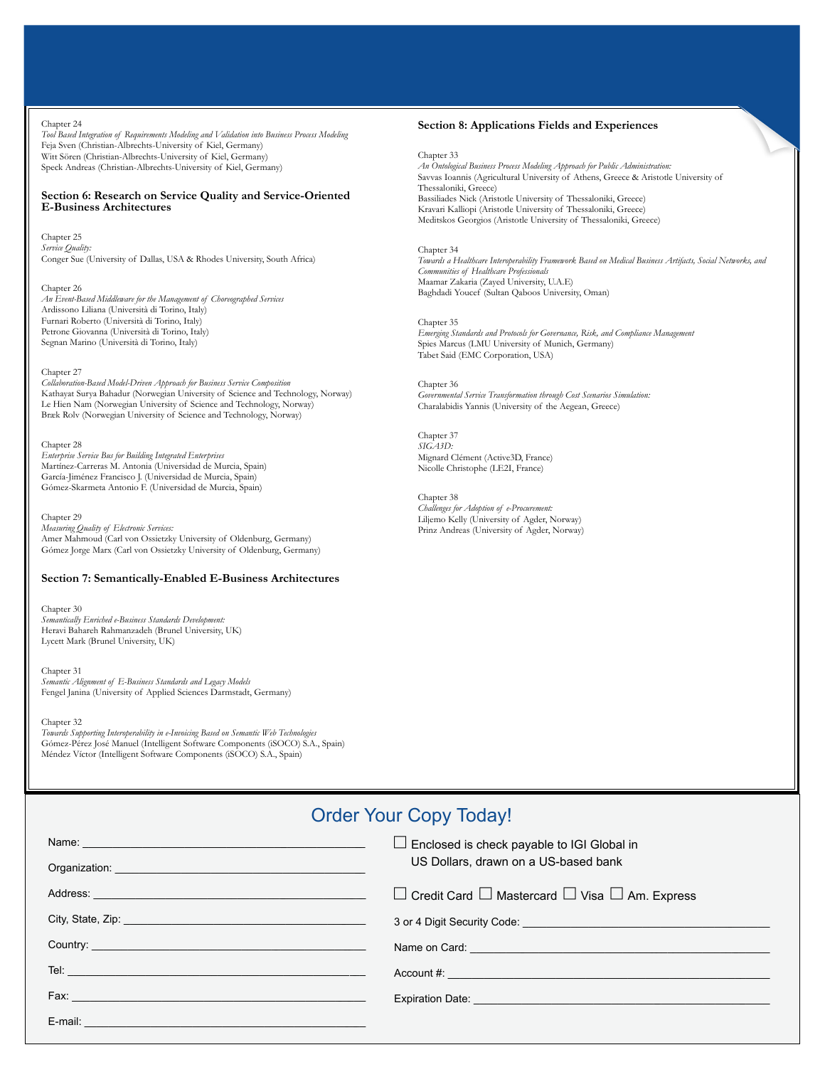Chapter 24

*Tool Based Integration of Requirements Modeling and Validation into Business Process Modeling*

Feja Sven (Christian-Albrechts-University of Kiel, Germany)
Witt Sören (Christian-Albrechts-University of Kiel, Germany)
Speck Andreas (Christian-Albrechts-University of Kiel, Germany)

### Section 6: Research on Service Quality and Service-Oriented E-Business Architectures

Chapter 25

*Service Quality:*

Conger Sue (University of Dallas, USA & Rhodes University, South Africa)

Chapter 26

*An Event-Based Middleware for the Management of Choreographed Services*

Ardissono Liliana (Università di Torino, Italy)
Furnari Roberto (Università di Torino, Italy)
Petrone Giovanna (Università di Torino, Italy)
Segnan Marino (Università di Torino, Italy)

Chapter 27

*Collaboration-Based Model-Driven Approach for Business Service Composition*

Kathayat Surya Bahadur (Norwegian University of Science and Technology, Norway)
Le Hien Nam (Norwegian University of Science and Technology, Norway)
Bræk Rolv (Norwegian University of Science and Technology, Norway)

Chapter 28

*Enterprise Service Bus for Building Integrated Enterprises*

Martínez-Carreras M. Antonia (Universidad de Murcia, Spain)
García-Jiménez Francisco J. (Universidad de Murcia, Spain)
Gómez-Skarmeta Antonio F. (Universidad de Murcia, Spain)

Chapter 29

*Measuring Quality of Electronic Services:*

Amer Mahmoud (Carl von Ossietzky University of Oldenburg, Germany)
Gómez Jorge Marx (Carl von Ossietzky University of Oldenburg, Germany)

### Section 7: Semantically-Enabled E-Business Architectures

Chapter 30

*Semantically Enriched e-Business Standards Development:*

Heravi Bahareh Rahmanzadeh (Brunel University, UK)
Lycett Mark (Brunel University, UK)

Chapter 31

*Semantic Alignment of E-Business Standards and Legacy Models*

Fengel Janina (University of Applied Sciences Darmstadt, Germany)

Chapter 32

*Towards Supporting Interoperability in e-Invoicing Based on Semantic Web Technologies*

Gómez-Pérez José Manuel (Intelligent Software Components (iSOCO) S.A., Spain)
Méndez Víctor (Intelligent Software Components (iSOCO) S.A., Spain)

### Section 8: Applications Fields and Experiences

Chapter 33

*An Ontological Business Process Modeling Approach for Public Administration:*

Savvas Ioannis (Agricultural University of Athens, Greece & Aristotle University of Thessaloniki, Greece)
Bassiliades Nick (Aristotle University of Thessaloniki, Greece)
Kravari Kalliopi (Aristotle University of Thessaloniki, Greece)
Meditskos Georgios (Aristotle University of Thessaloniki, Greece)

Chapter 34

*Towards a Healthcare Interoperability Framework Based on Medical Business Artifacts, Social Networks, and Communities of Healthcare Professionals*

Maamar Zakaria (Zayed University, U.A.E)
Baghdadi Youcef (Sultan Qaboos University, Oman)

Chapter 35

*Emerging Standards and Protocols for Governance, Risk, and Compliance Management*

Spies Marcus (LMU University of Munich, Germany)
Tabet Said (EMC Corporation, USA)

Chapter 36

*Governmental Service Transformation through Cost Scenarios Simulation:*

Charalabidis Yannis (University of the Aegean, Greece)

Chapter 37

*SIGA3D:*

Mignard Clément (Active3D, France)
Nicolle Christophe (LE2I, France)

Chapter 38

*Challenges for Adoption of e-Procurement:*

Liljemo Kelly (University of Agder, Norway)
Prinz Andreas (University of Agder, Norway)

## Order Your Copy Today!

Name: ______________________________

Organization: ______________________________

Address: ______________________________

City, State, Zip: ______________________________

Country: ______________________________

Tel: ______________________________

Fax: ______________________________

E-mail: ______________________________

☐ Enclosed is check payable to IGI Global in US Dollars, drawn on a US-based bank

☐ Credit Card ☐ Mastercard ☐ Visa ☐ Am. Express

3 or 4 Digit Security Code: ______________________________

Name on Card: ______________________________

Account #: ______________________________

Expiration Date: ______________________________